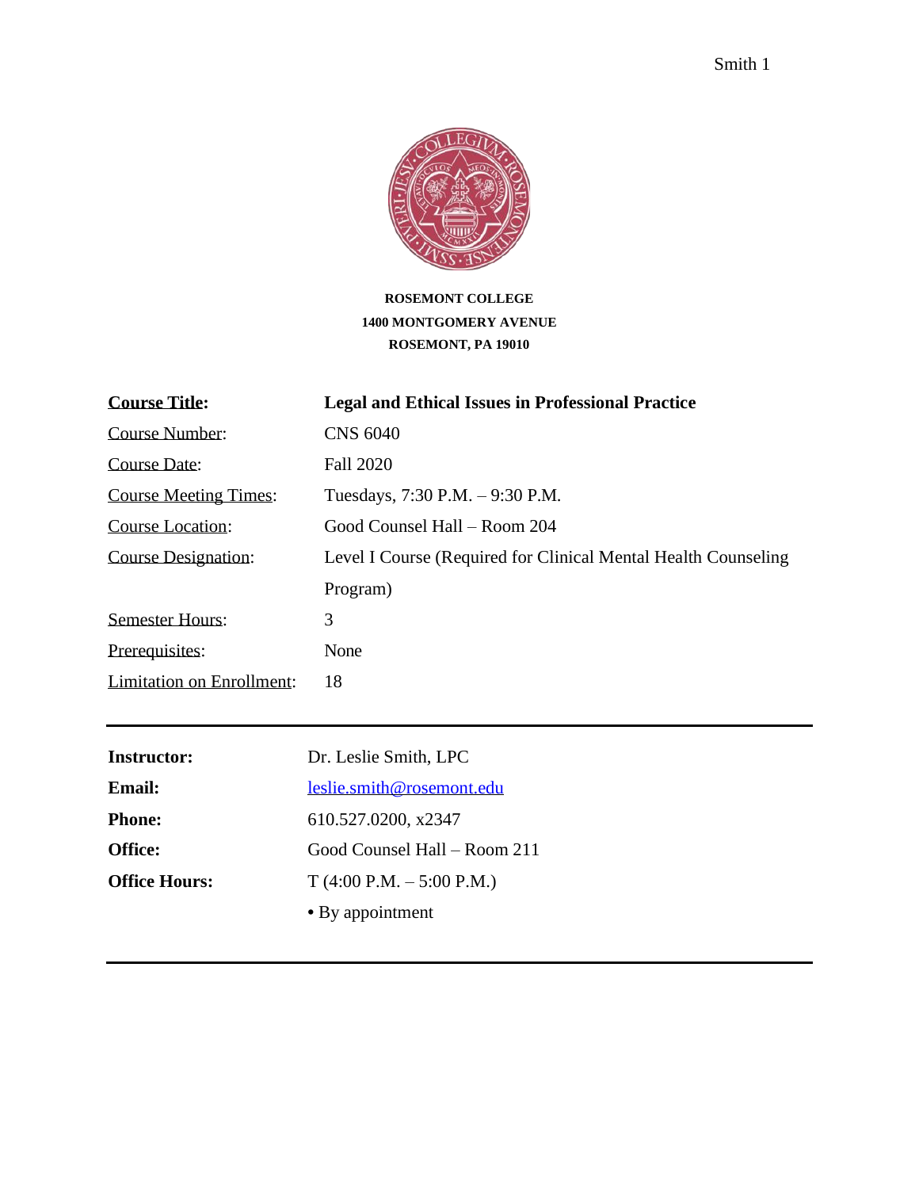**ROSEMONT COLLEGE**
**1400 MONTGOMERY AVENUE**
**ROSEMONT, PA 19010**

| | |
|---|---|
| **Course Title:** | **Legal and Ethical Issues in Professional Practice** |
| Course Number: | CNS 6040 |
| Course Date: | Fall 2020 |
| Course Meeting Times: | Tuesdays, 7:30 P.M. – 9:30 P.M. |
| Course Location: | Good Counsel Hall – Room 204 |
| Course Designation: | Level I Course (Required for Clinical Mental Health Counseling Program) |
| Semester Hours: | 3 |
| Prerequisites: | None |
| Limitation on Enrollment: | 18 |

---

| | |
|---|---|
| **Instructor:** | Dr. Leslie Smith, LPC |
| **Email:** | leslie.smith@rosemont.edu |
| **Phone:** | 610.527.0200, x2347 |
| **Office:** | Good Counsel Hall – Room 211 |
| **Office Hours:** | T (4:00 P.M. – 5:00 P.M.) |
| | • By appointment |

---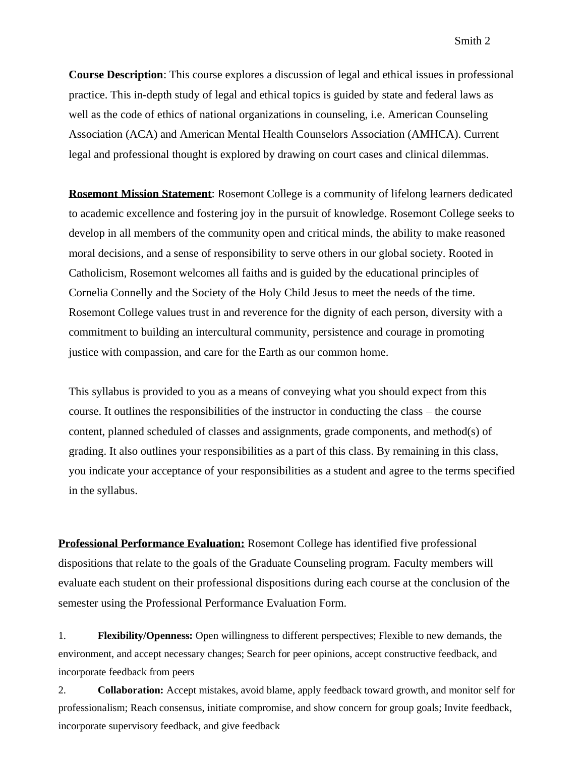**Course Description**: This course explores a discussion of legal and ethical issues in professional practice. This in-depth study of legal and ethical topics is guided by state and federal laws as well as the code of ethics of national organizations in counseling, i.e. American Counseling Association (ACA) and American Mental Health Counselors Association (AMHCA). Current legal and professional thought is explored by drawing on court cases and clinical dilemmas.

**Rosemont Mission Statement**: Rosemont College is a community of lifelong learners dedicated to academic excellence and fostering joy in the pursuit of knowledge. Rosemont College seeks to develop in all members of the community open and critical minds, the ability to make reasoned moral decisions, and a sense of responsibility to serve others in our global society. Rooted in Catholicism, Rosemont welcomes all faiths and is guided by the educational principles of Cornelia Connelly and the Society of the Holy Child Jesus to meet the needs of the time. Rosemont College values trust in and reverence for the dignity of each person, diversity with a commitment to building an intercultural community, persistence and courage in promoting justice with compassion, and care for the Earth as our common home.

This syllabus is provided to you as a means of conveying what you should expect from this course. It outlines the responsibilities of the instructor in conducting the class – the course content, planned scheduled of classes and assignments, grade components, and method(s) of grading. It also outlines your responsibilities as a part of this class. By remaining in this class, you indicate your acceptance of your responsibilities as a student and agree to the terms specified in the syllabus.

**Professional Performance Evaluation:** Rosemont College has identified five professional dispositions that relate to the goals of the Graduate Counseling program. Faculty members will evaluate each student on their professional dispositions during each course at the conclusion of the semester using the Professional Performance Evaluation Form.

1. **Flexibility/Openness:** Open willingness to different perspectives; Flexible to new demands, the environment, and accept necessary changes; Search for peer opinions, accept constructive feedback, and incorporate feedback from peers
2. **Collaboration:** Accept mistakes, avoid blame, apply feedback toward growth, and monitor self for professionalism; Reach consensus, initiate compromise, and show concern for group goals; Invite feedback, incorporate supervisory feedback, and give feedback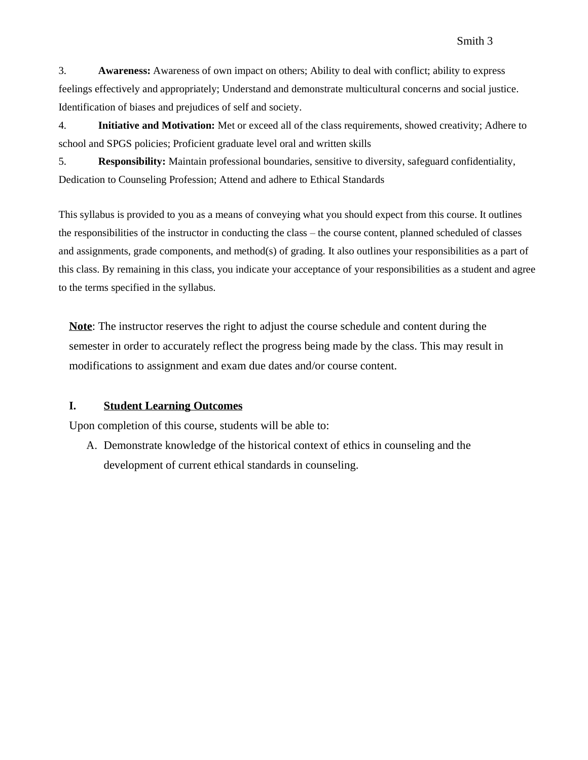3. **Awareness:** Awareness of own impact on others; Ability to deal with conflict; ability to express feelings effectively and appropriately; Understand and demonstrate multicultural concerns and social justice. Identification of biases and prejudices of self and society.

4. **Initiative and Motivation:** Met or exceed all of the class requirements, showed creativity; Adhere to school and SPGS policies; Proficient graduate level oral and written skills

5. **Responsibility:** Maintain professional boundaries, sensitive to diversity, safeguard confidentiality, Dedication to Counseling Profession; Attend and adhere to Ethical Standards

This syllabus is provided to you as a means of conveying what you should expect from this course. It outlines the responsibilities of the instructor in conducting the class – the course content, planned scheduled of classes and assignments, grade components, and method(s) of grading. It also outlines your responsibilities as a part of this class. By remaining in this class, you indicate your acceptance of your responsibilities as a student and agree to the terms specified in the syllabus.

<u>**Note**</u>: The instructor reserves the right to adjust the course schedule and content during the semester in order to accurately reflect the progress being made by the class. This may result in modifications to assignment and exam due dates and/or course content.

## I. <u>Student Learning Outcomes</u>

Upon completion of this course, students will be able to:

A. Demonstrate knowledge of the historical context of ethics in counseling and the development of current ethical standards in counseling.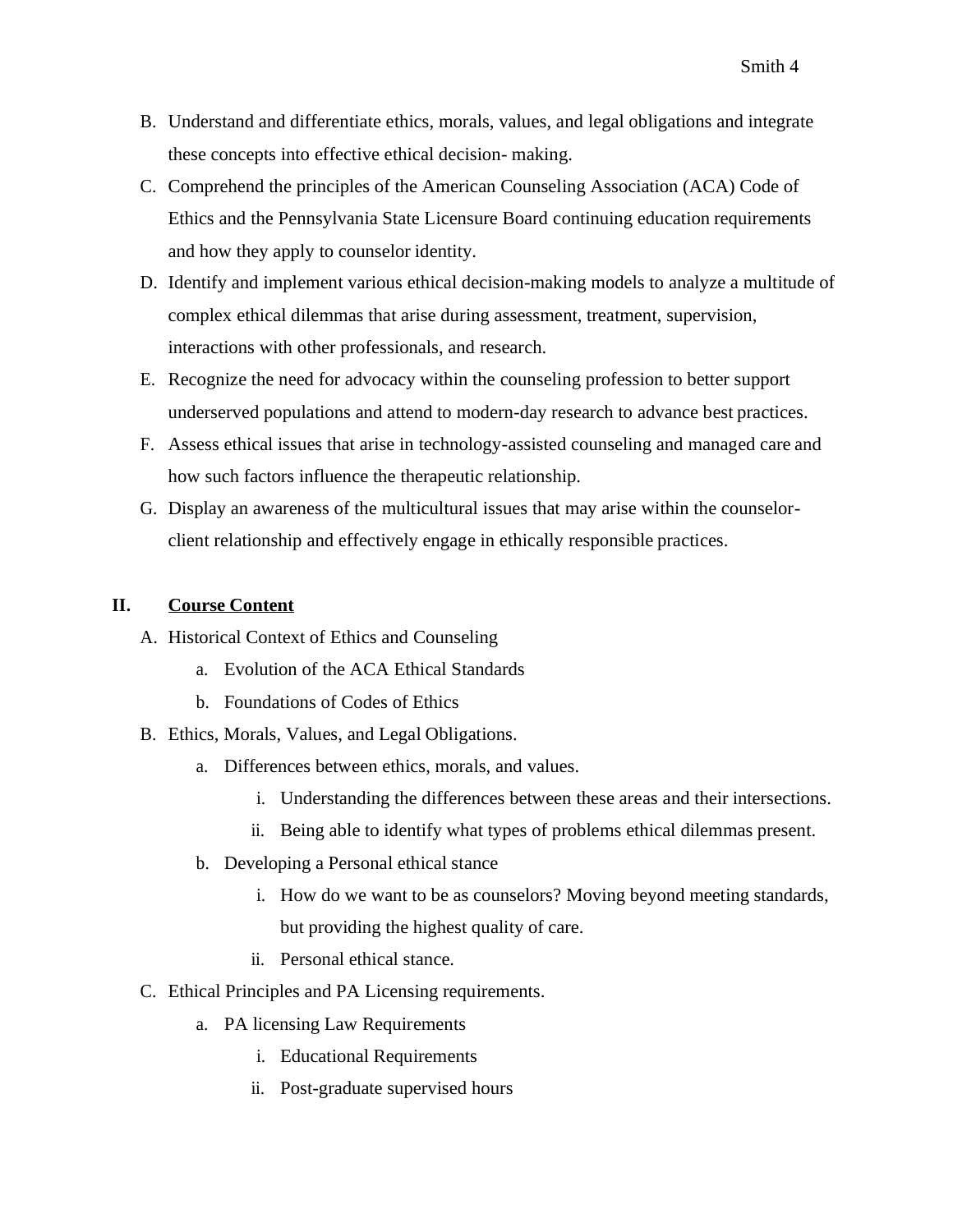B. Understand and differentiate ethics, morals, values, and legal obligations and integrate these concepts into effective ethical decision- making.

C. Comprehend the principles of the American Counseling Association (ACA) Code of Ethics and the Pennsylvania State Licensure Board continuing education requirements and how they apply to counselor identity.

D. Identify and implement various ethical decision-making models to analyze a multitude of complex ethical dilemmas that arise during assessment, treatment, supervision, interactions with other professionals, and research.

E. Recognize the need for advocacy within the counseling profession to better support underserved populations and attend to modern-day research to advance best practices.

F. Assess ethical issues that arise in technology-assisted counseling and managed care and how such factors influence the therapeutic relationship.

G. Display an awareness of the multicultural issues that may arise within the counselor-client relationship and effectively engage in ethically responsible practices.

## II. <u>Course Content</u>

A. Historical Context of Ethics and Counseling
   - a. Evolution of the ACA Ethical Standards
   - b. Foundations of Codes of Ethics

B. Ethics, Morals, Values, and Legal Obligations.
   - a. Differences between ethics, morals, and values.
      - i. Understanding the differences between these areas and their intersections.
      - ii. Being able to identify what types of problems ethical dilemmas present.
   - b. Developing a Personal ethical stance
      - i. How do we want to be as counselors? Moving beyond meeting standards, but providing the highest quality of care.
      - ii. Personal ethical stance.

C. Ethical Principles and PA Licensing requirements.
   - a. PA licensing Law Requirements
      - i. Educational Requirements
      - ii. Post-graduate supervised hours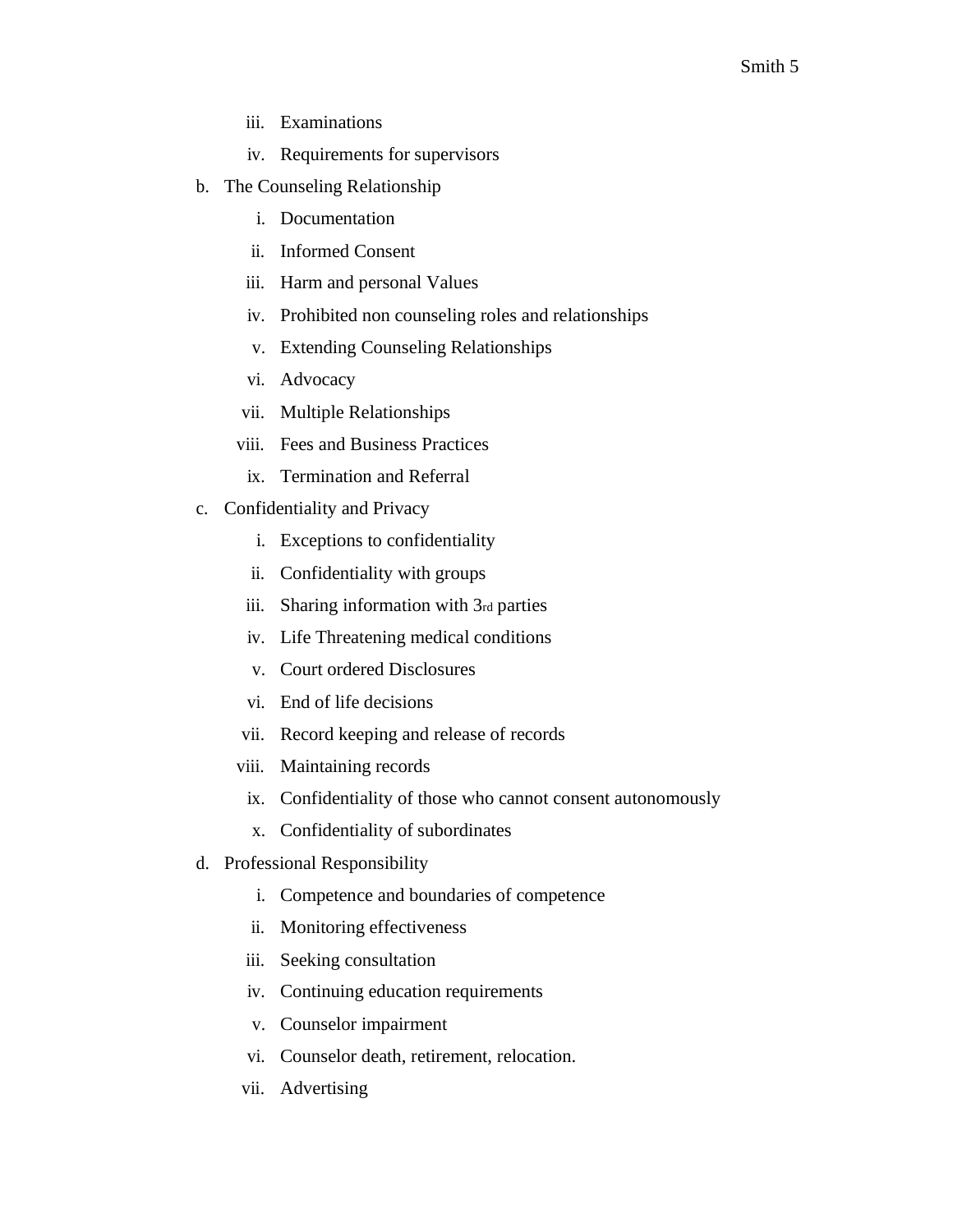iii. Examinations
   iv. Requirements for supervisors

b. The Counseling Relationship
   i. Documentation
   ii. Informed Consent
   iii. Harm and personal Values
   iv. Prohibited non counseling roles and relationships
   v. Extending Counseling Relationships
   vi. Advocacy
   vii. Multiple Relationships
   viii. Fees and Business Practices
   ix. Termination and Referral

c. Confidentiality and Privacy
   i. Exceptions to confidentiality
   ii. Confidentiality with groups
   iii. Sharing information with 3rd parties
   iv. Life Threatening medical conditions
   v. Court ordered Disclosures
   vi. End of life decisions
   vii. Record keeping and release of records
   viii. Maintaining records
   ix. Confidentiality of those who cannot consent autonomously
   x. Confidentiality of subordinates

d. Professional Responsibility
   i. Competence and boundaries of competence
   ii. Monitoring effectiveness
   iii. Seeking consultation
   iv. Continuing education requirements
   v. Counselor impairment
   vi. Counselor death, retirement, relocation.
   vii. Advertising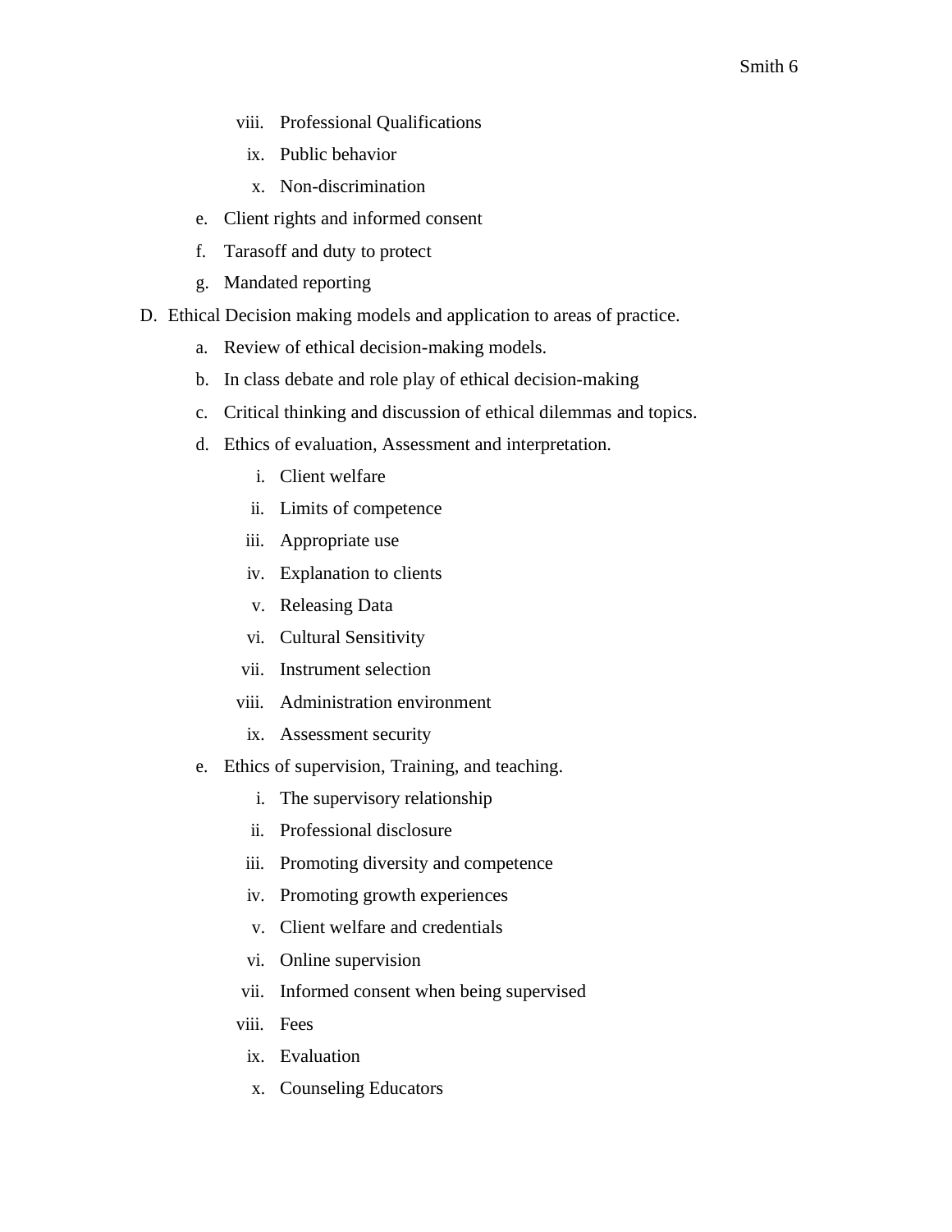- viii. Professional Qualifications
- ix. Public behavior
- x. Non-discrimination

- e. Client rights and informed consent
- f. Tarasoff and duty to protect
- g. Mandated reporting

D. Ethical Decision making models and application to areas of practice.

- a. Review of ethical decision-making models.
- b. In class debate and role play of ethical decision-making
- c. Critical thinking and discussion of ethical dilemmas and topics.
- d. Ethics of evaluation, Assessment and interpretation.
    - i. Client welfare
    - ii. Limits of competence
    - iii. Appropriate use
    - iv. Explanation to clients
    - v. Releasing Data
    - vi. Cultural Sensitivity
    - vii. Instrument selection
    - viii. Administration environment
    - ix. Assessment security
- e. Ethics of supervision, Training, and teaching.
    - i. The supervisory relationship
    - ii. Professional disclosure
    - iii. Promoting diversity and competence
    - iv. Promoting growth experiences
    - v. Client welfare and credentials
    - vi. Online supervision
    - vii. Informed consent when being supervised
    - viii. Fees
    - ix. Evaluation
    - x. Counseling Educators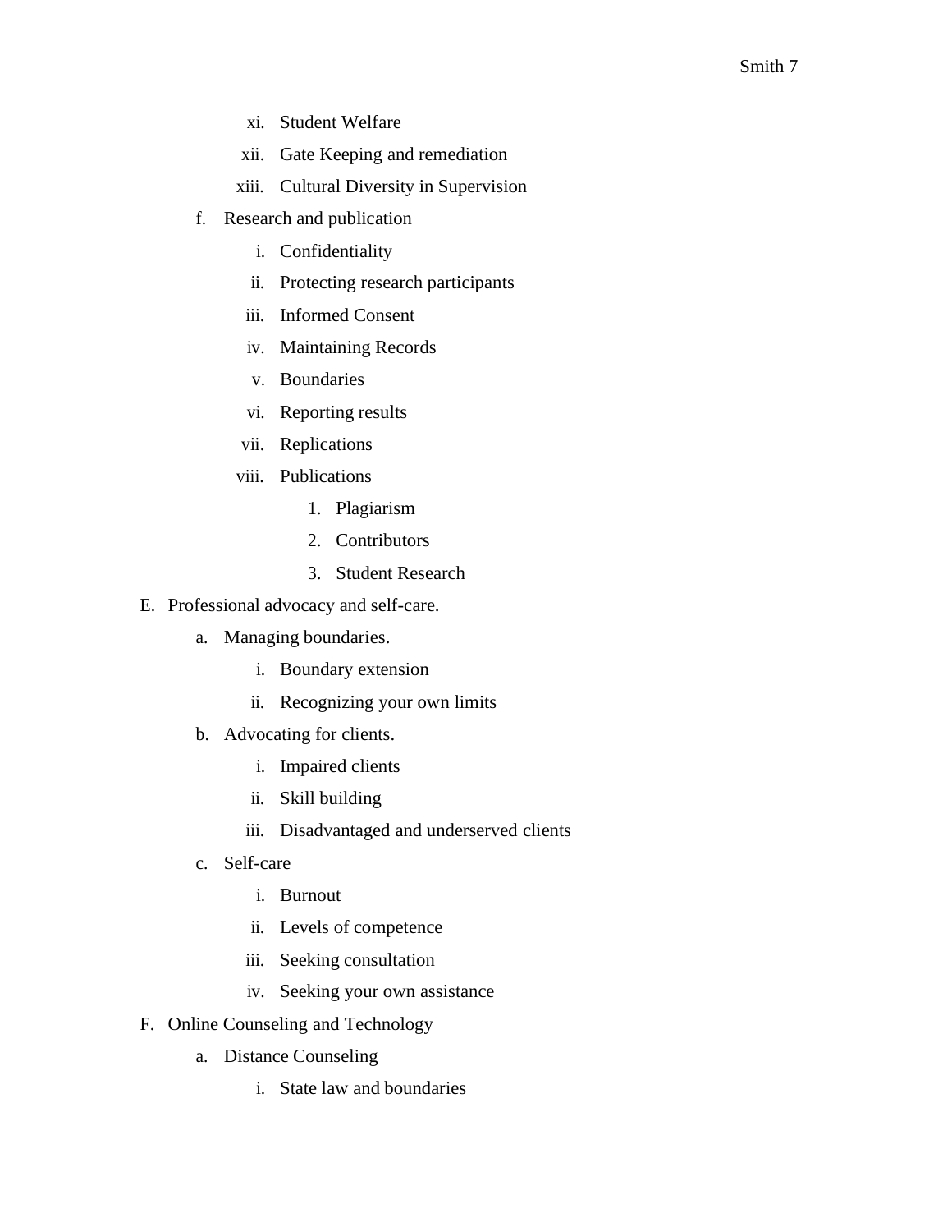xi. Student Welfare
            xii. Gate Keeping and remediation
            xiii. Cultural Diversity in Supervision
        f. Research and publication
            i. Confidentiality
            ii. Protecting research participants
            iii. Informed Consent
            iv. Maintaining Records
            v. Boundaries
            vi. Reporting results
            vii. Replications
            viii. Publications
                1. Plagiarism
                2. Contributors
                3. Student Research

E. Professional advocacy and self-care.
    a. Managing boundaries.
        i. Boundary extension
        ii. Recognizing your own limits
    b. Advocating for clients.
        i. Impaired clients
        ii. Skill building
        iii. Disadvantaged and underserved clients
    c. Self-care
        i. Burnout
        ii. Levels of competence
        iii. Seeking consultation
        iv. Seeking your own assistance

F. Online Counseling and Technology
    a. Distance Counseling
        i. State law and boundaries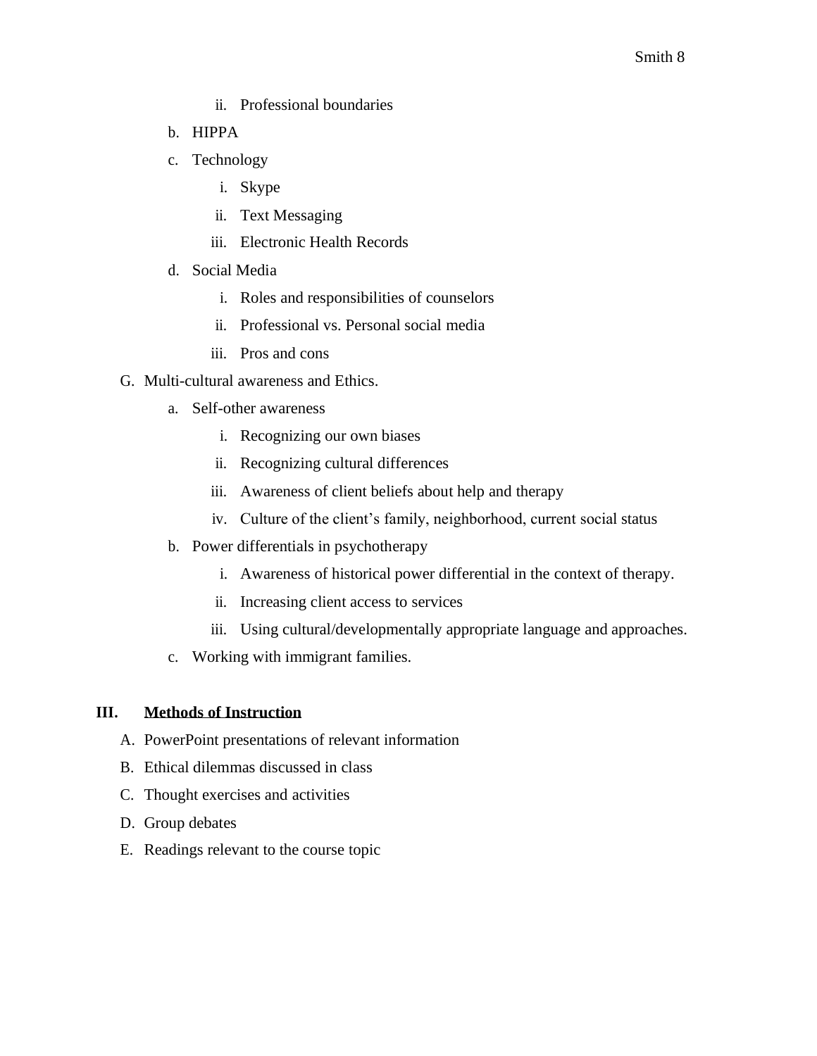- ii. Professional boundaries
    - b. HIPPA
    - c. Technology
      - i. Skype
      - ii. Text Messaging
      - iii. Electronic Health Records
    - d. Social Media
      - i. Roles and responsibilities of counselors
      - ii. Professional vs. Personal social media
      - iii. Pros and cons
  - G. Multi-cultural awareness and Ethics.
    - a. Self-other awareness
      - i. Recognizing our own biases
      - ii. Recognizing cultural differences
      - iii. Awareness of client beliefs about help and therapy
      - iv. Culture of the client's family, neighborhood, current social status
    - b. Power differentials in psychotherapy
      - i. Awareness of historical power differential in the context of therapy.
      - ii. Increasing client access to services
      - iii. Using cultural/developmentally appropriate language and approaches.
    - c. Working with immigrant families.

## III. **<u>Methods of Instruction</u>**

- A. PowerPoint presentations of relevant information
- B. Ethical dilemmas discussed in class
- C. Thought exercises and activities
- D. Group debates
- E. Readings relevant to the course topic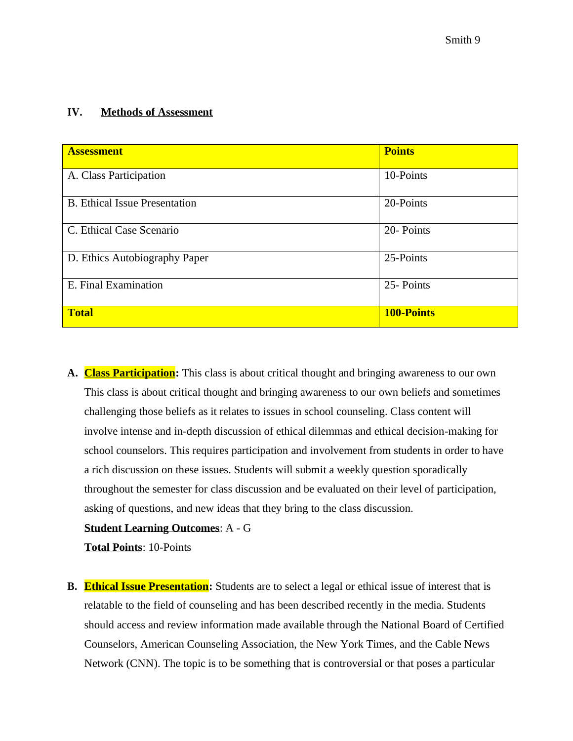## IV. Methods of Assessment

| Assessment | Points |
|---|---|
| A. Class Participation | 10-Points |
| B. Ethical Issue Presentation | 20-Points |
| C. Ethical Case Scenario | 20- Points |
| D. Ethics Autobiography Paper | 25-Points |
| E. Final Examination | 25- Points |
| **Total** | **100-Points** |

**A.** **Class Participation:** This class is about critical thought and bringing awareness to our own This class is about critical thought and bringing awareness to our own beliefs and sometimes challenging those beliefs as it relates to issues in school counseling. Class content will involve intense and in-depth discussion of ethical dilemmas and ethical decision-making for school counselors. This requires participation and involvement from students in order to have a rich discussion on these issues. Students will submit a weekly question sporadically throughout the semester for class discussion and be evaluated on their level of participation, asking of questions, and new ideas that they bring to the class discussion.

**Student Learning Outcomes**: A - G

**Total Points**: 10-Points

**B.** **Ethical Issue Presentation:** Students are to select a legal or ethical issue of interest that is relatable to the field of counseling and has been described recently in the media. Students should access and review information made available through the National Board of Certified Counselors, American Counseling Association, the New York Times, and the Cable News Network (CNN). The topic is to be something that is controversial or that poses a particular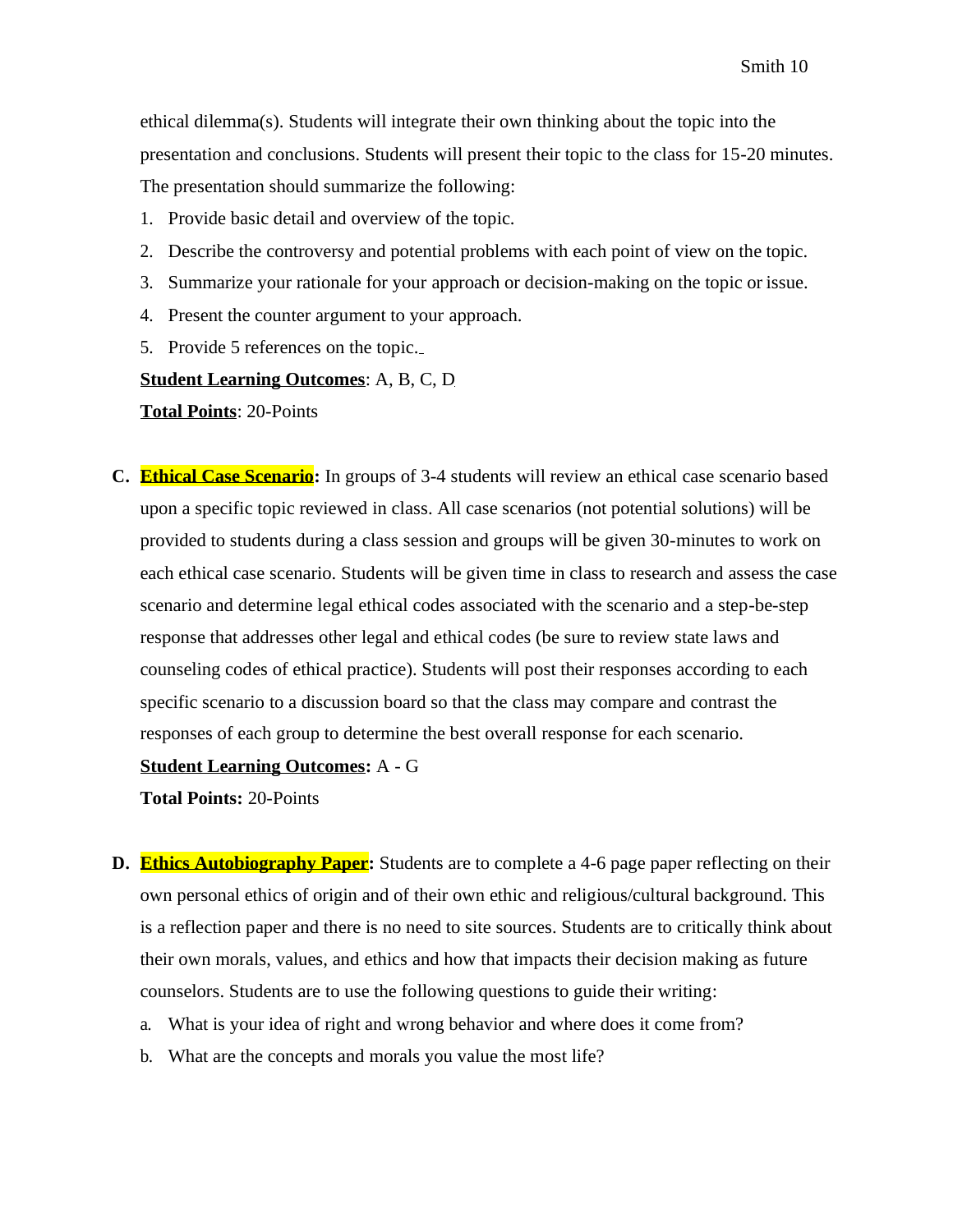ethical dilemma(s). Students will integrate their own thinking about the topic into the presentation and conclusions. Students will present their topic to the class for 15-20 minutes. The presentation should summarize the following:

1. Provide basic detail and overview of the topic.
2. Describe the controversy and potential problems with each point of view on the topic.
3. Summarize your rationale for your approach or decision-making on the topic or issue.
4. Present the counter argument to your approach.
5. Provide 5 references on the topic.

**Student Learning Outcomes**: A, B, C, D

**Total Points**: 20-Points

**C. Ethical Case Scenario:** In groups of 3-4 students will review an ethical case scenario based upon a specific topic reviewed in class. All case scenarios (not potential solutions) will be provided to students during a class session and groups will be given 30-minutes to work on each ethical case scenario. Students will be given time in class to research and assess the case scenario and determine legal ethical codes associated with the scenario and a step-be-step response that addresses other legal and ethical codes (be sure to review state laws and counseling codes of ethical practice). Students will post their responses according to each specific scenario to a discussion board so that the class may compare and contrast the responses of each group to determine the best overall response for each scenario.

**Student Learning Outcomes:** A - G

**Total Points:** 20-Points

**D. Ethics Autobiography Paper:** Students are to complete a 4-6 page paper reflecting on their own personal ethics of origin and of their own ethic and religious/cultural background. This is a reflection paper and there is no need to site sources. Students are to critically think about their own morals, values, and ethics and how that impacts their decision making as future counselors. Students are to use the following questions to guide their writing:

a. What is your idea of right and wrong behavior and where does it come from?
b. What are the concepts and morals you value the most life?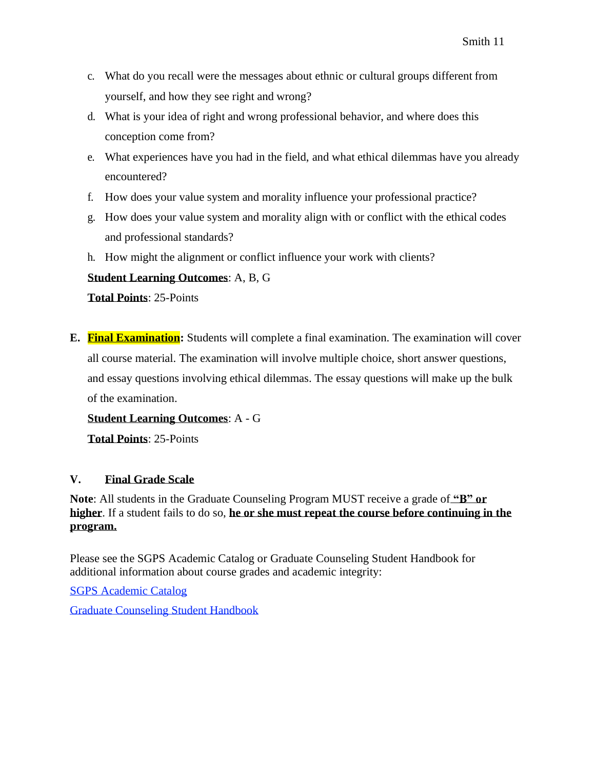c. What do you recall were the messages about ethnic or cultural groups different from yourself, and how they see right and wrong?
d. What is your idea of right and wrong professional behavior, and where does this conception come from?
e. What experiences have you had in the field, and what ethical dilemmas have you already encountered?
f. How does your value system and morality influence your professional practice?
g. How does your value system and morality align with or conflict with the ethical codes and professional standards?
h. How might the alignment or conflict influence your work with clients?

**Student Learning Outcomes**: A, B, G

**Total Points**: 25-Points

**E. Final Examination:** Students will complete a final examination. The examination will cover all course material. The examination will involve multiple choice, short answer questions, and essay questions involving ethical dilemmas. The essay questions will make up the bulk of the examination.

**Student Learning Outcomes**: A - G

**Total Points**: 25-Points

## V. Final Grade Scale

**Note**: All students in the Graduate Counseling Program MUST receive a grade of **"B" or higher**. If a student fails to do so, **he or she must repeat the course before continuing in the program.**

Please see the SGPS Academic Catalog or Graduate Counseling Student Handbook for additional information about course grades and academic integrity:

SGPS Academic Catalog

Graduate Counseling Student Handbook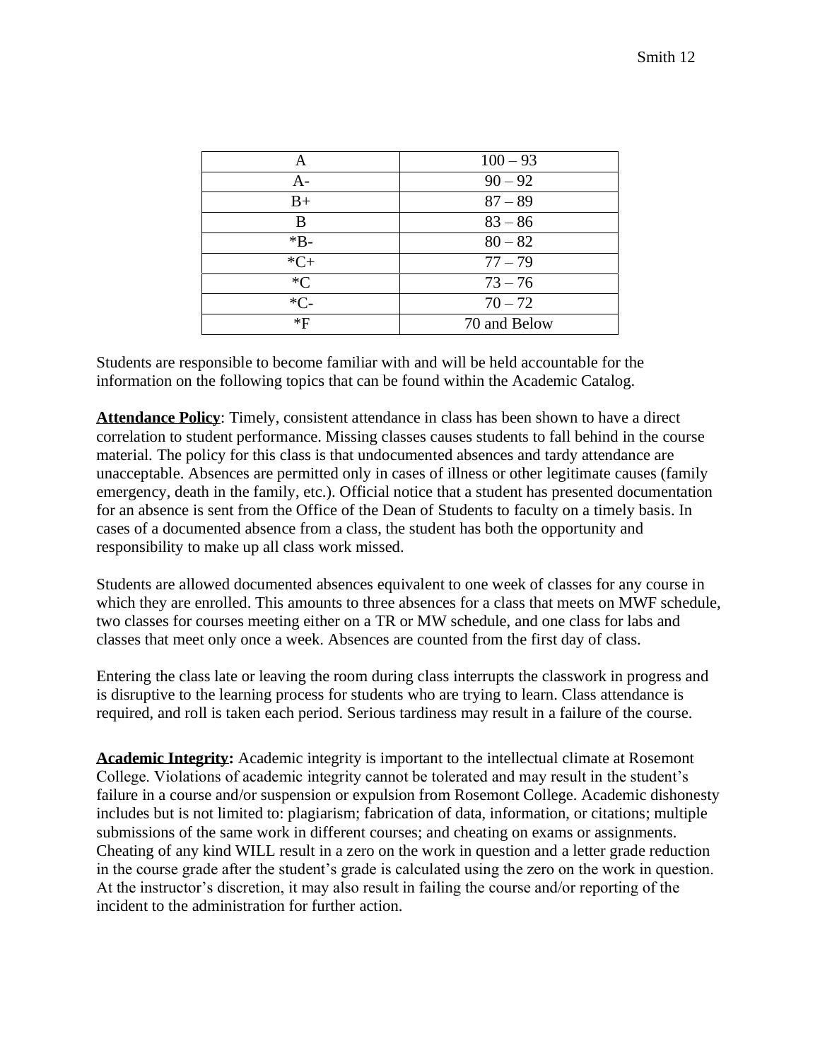| A | 100 – 93 |
| --- | --- |
| A- | 90 – 92 |
| B+ | 87 – 89 |
| B | 83 – 86 |
| *B- | 80 – 82 |
| *C+ | 77 – 79 |
| *C | 73 – 76 |
| *C- | 70 – 72 |
| *F | 70 and Below |

Students are responsible to become familiar with and will be held accountable for the information on the following topics that can be found within the Academic Catalog.

**Attendance Policy**: Timely, consistent attendance in class has been shown to have a direct correlation to student performance. Missing classes causes students to fall behind in the course material. The policy for this class is that undocumented absences and tardy attendance are unacceptable. Absences are permitted only in cases of illness or other legitimate causes (family emergency, death in the family, etc.). Official notice that a student has presented documentation for an absence is sent from the Office of the Dean of Students to faculty on a timely basis. In cases of a documented absence from a class, the student has both the opportunity and responsibility to make up all class work missed.

Students are allowed documented absences equivalent to one week of classes for any course in which they are enrolled. This amounts to three absences for a class that meets on MWF schedule, two classes for courses meeting either on a TR or MW schedule, and one class for labs and classes that meet only once a week. Absences are counted from the first day of class.

Entering the class late or leaving the room during class interrupts the classwork in progress and is disruptive to the learning process for students who are trying to learn. Class attendance is required, and roll is taken each period. Serious tardiness may result in a failure of the course.

**Academic Integrity:** Academic integrity is important to the intellectual climate at Rosemont College. Violations of academic integrity cannot be tolerated and may result in the student's failure in a course and/or suspension or expulsion from Rosemont College. Academic dishonesty includes but is not limited to: plagiarism; fabrication of data, information, or citations; multiple submissions of the same work in different courses; and cheating on exams or assignments. Cheating of any kind WILL result in a zero on the work in question and a letter grade reduction in the course grade after the student's grade is calculated using the zero on the work in question. At the instructor's discretion, it may also result in failing the course and/or reporting of the incident to the administration for further action.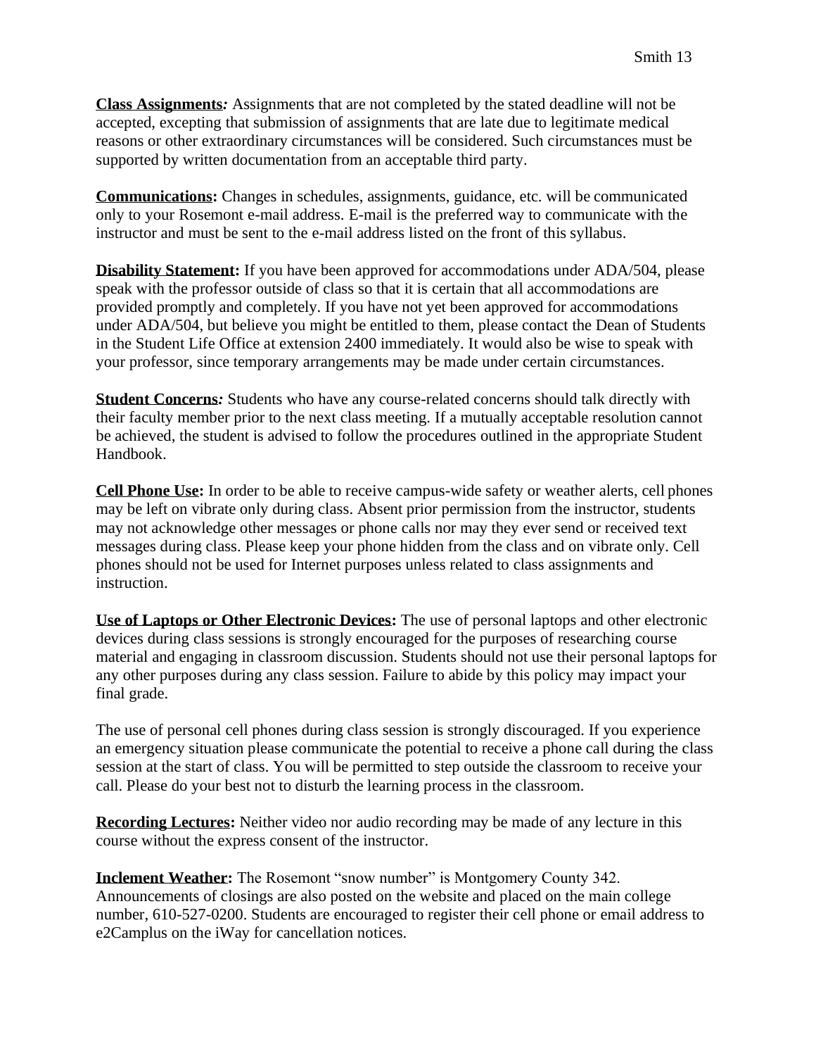**Class Assignments:** Assignments that are not completed by the stated deadline will not be accepted, excepting that submission of assignments that are late due to legitimate medical reasons or other extraordinary circumstances will be considered. Such circumstances must be supported by written documentation from an acceptable third party.

**Communications:** Changes in schedules, assignments, guidance, etc. will be communicated only to your Rosemont e-mail address. E-mail is the preferred way to communicate with the instructor and must be sent to the e-mail address listed on the front of this syllabus.

**Disability Statement:** If you have been approved for accommodations under ADA/504, please speak with the professor outside of class so that it is certain that all accommodations are provided promptly and completely. If you have not yet been approved for accommodations under ADA/504, but believe you might be entitled to them, please contact the Dean of Students in the Student Life Office at extension 2400 immediately. It would also be wise to speak with your professor, since temporary arrangements may be made under certain circumstances.

**Student Concerns:** Students who have any course-related concerns should talk directly with their faculty member prior to the next class meeting. If a mutually acceptable resolution cannot be achieved, the student is advised to follow the procedures outlined in the appropriate Student Handbook.

**Cell Phone Use:** In order to be able to receive campus-wide safety or weather alerts, cell phones may be left on vibrate only during class. Absent prior permission from the instructor, students may not acknowledge other messages or phone calls nor may they ever send or received text messages during class. Please keep your phone hidden from the class and on vibrate only. Cell phones should not be used for Internet purposes unless related to class assignments and instruction.

**Use of Laptops or Other Electronic Devices:** The use of personal laptops and other electronic devices during class sessions is strongly encouraged for the purposes of researching course material and engaging in classroom discussion. Students should not use their personal laptops for any other purposes during any class session. Failure to abide by this policy may impact your final grade.

The use of personal cell phones during class session is strongly discouraged. If you experience an emergency situation please communicate the potential to receive a phone call during the class session at the start of class. You will be permitted to step outside the classroom to receive your call. Please do your best not to disturb the learning process in the classroom.

**Recording Lectures:** Neither video nor audio recording may be made of any lecture in this course without the express consent of the instructor.

**Inclement Weather:** The Rosemont "snow number" is Montgomery County 342. Announcements of closings are also posted on the website and placed on the main college number, 610-527-0200. Students are encouraged to register their cell phone or email address to e2Camplus on the iWay for cancellation notices.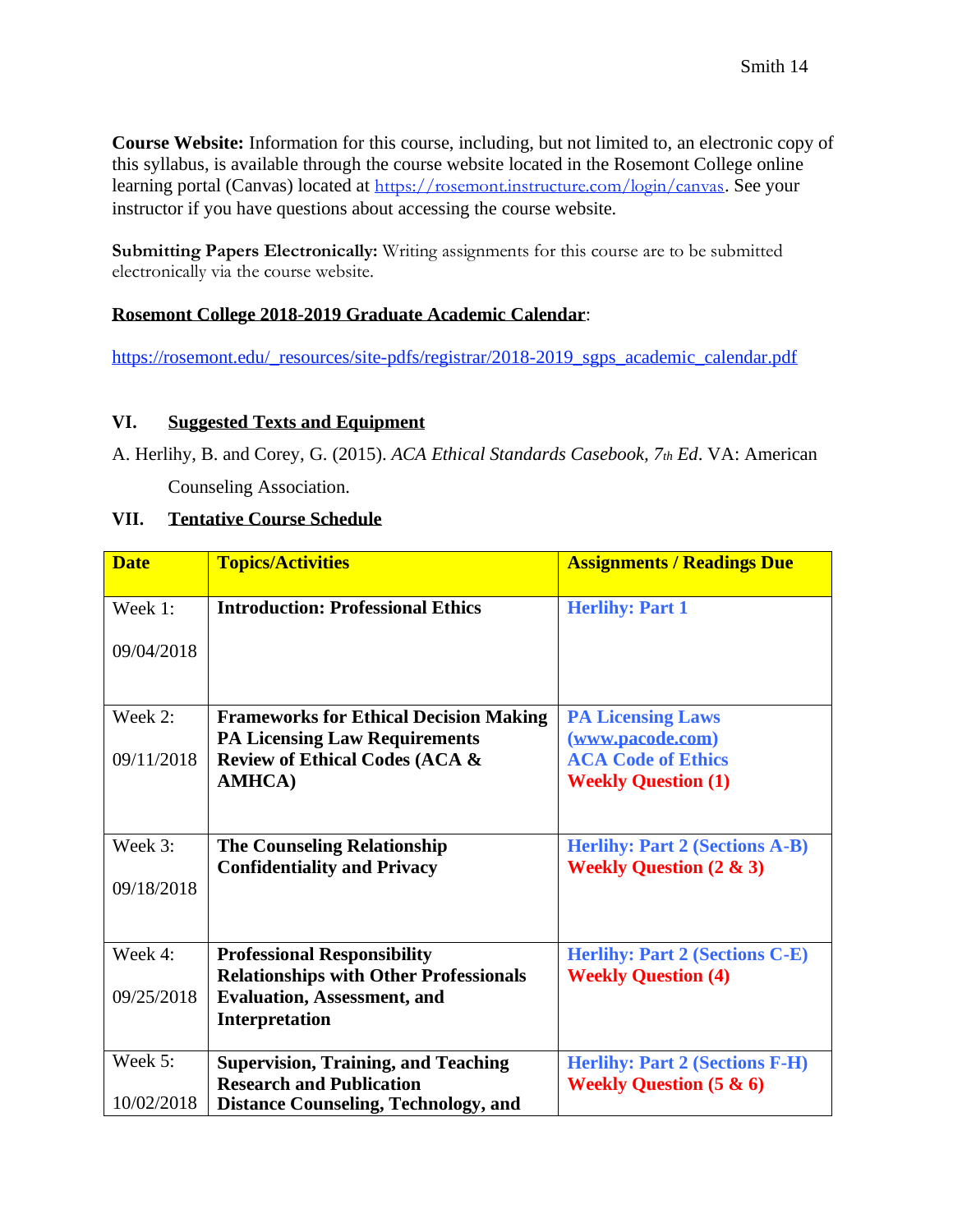**Course Website:** Information for this course, including, but not limited to, an electronic copy of this syllabus, is available through the course website located in the Rosemont College online learning portal (Canvas) located at https://rosemont.instructure.com/login/canvas. See your instructor if you have questions about accessing the course website.

**Submitting Papers Electronically:** Writing assignments for this course are to be submitted electronically via the course website.

**Rosemont College 2018-2019 Graduate Academic Calendar**:

https://rosemont.edu/_resources/site-pdfs/registrar/2018-2019_sgps_academic_calendar.pdf

## VI. Suggested Texts and Equipment

A. Herlihy, B. and Corey, G. (2015). *ACA Ethical Standards Casebook, 7th Ed*. VA: American Counseling Association.

## VII. Tentative Course Schedule

| Date | Topics/Activities | Assignments / Readings Due |
|---|---|---|
| Week 1: 09/04/2018 | **Introduction: Professional Ethics** | **Herlihy: Part 1** |
| Week 2: 09/11/2018 | **Frameworks for Ethical Decision Making**<br>**PA Licensing Law Requirements**<br>**Review of Ethical Codes (ACA & AMHCA)** | **PA Licensing Laws (www.pacode.com)**<br>**ACA Code of Ethics**<br>**Weekly Question (1)** |
| Week 3: 09/18/2018 | **The Counseling Relationship**<br>**Confidentiality and Privacy** | **Herlihy: Part 2 (Sections A-B)**<br>**Weekly Question (2 & 3)** |
| Week 4: 09/25/2018 | **Professional Responsibility**<br>**Relationships with Other Professionals**<br>**Evaluation, Assessment, and Interpretation** | **Herlihy: Part 2 (Sections C-E)**<br>**Weekly Question (4)** |
| Week 5: 10/02/2018 | **Supervision, Training, and Teaching**<br>**Research and Publication**<br>**Distance Counseling, Technology, and** | **Herlihy: Part 2 (Sections F-H)**<br>**Weekly Question (5 & 6)** |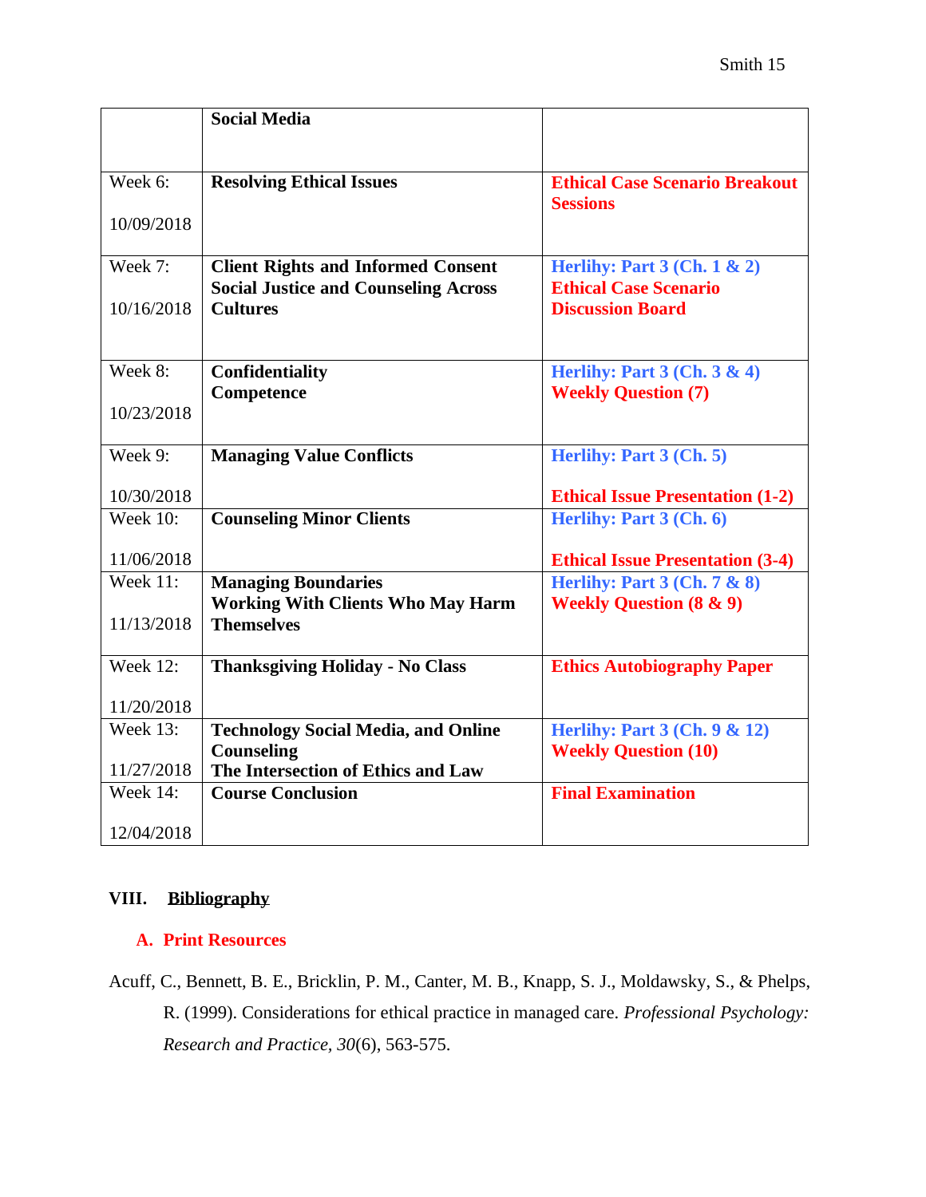| | | |
|---|---|---|
| | **Social Media** | |
| Week 6:<br><br>10/09/2018 | **Resolving Ethical Issues** | **Ethical Case Scenario Breakout Sessions** |
| Week 7:<br><br>10/16/2018 | **Client Rights and Informed Consent**<br>**Social Justice and Counseling Across Cultures** | **Herlihy: Part 3 (Ch. 1 & 2)**<br>**Ethical Case Scenario Discussion Board** |
| Week 8:<br><br>10/23/2018 | **Confidentiality**<br>**Competence** | **Herlihy: Part 3 (Ch. 3 & 4)**<br>**Weekly Question (7)** |
| Week 9:<br><br>10/30/2018 | **Managing Value Conflicts** | **Herlihy: Part 3 (Ch. 5)**<br><br>**Ethical Issue Presentation (1-2)** |
| Week 10:<br><br>11/06/2018 | **Counseling Minor Clients** | **Herlihy: Part 3 (Ch. 6)**<br><br>**Ethical Issue Presentation (3-4)** |
| Week 11:<br><br>11/13/2018 | **Managing Boundaries**<br>**Working With Clients Who May Harm Themselves** | **Herlihy: Part 3 (Ch. 7 & 8)**<br>**Weekly Question (8 & 9)** |
| Week 12:<br><br>11/20/2018 | **Thanksgiving Holiday - No Class** | **Ethics Autobiography Paper** |
| Week 13:<br><br>11/27/2018 | **Technology Social Media, and Online Counseling**<br>**The Intersection of Ethics and Law** | **Herlihy: Part 3 (Ch. 9 & 12)**<br>**Weekly Question (10)** |
| Week 14:<br><br>12/04/2018 | **Course Conclusion** | **Final Examination** |

## VIII. Bibliography

### A. Print Resources

Acuff, C., Bennett, B. E., Bricklin, P. M., Canter, M. B., Knapp, S. J., Moldawsky, S., & Phelps, R. (1999). Considerations for ethical practice in managed care. *Professional Psychology: Research and Practice, 30*(6), 563-575.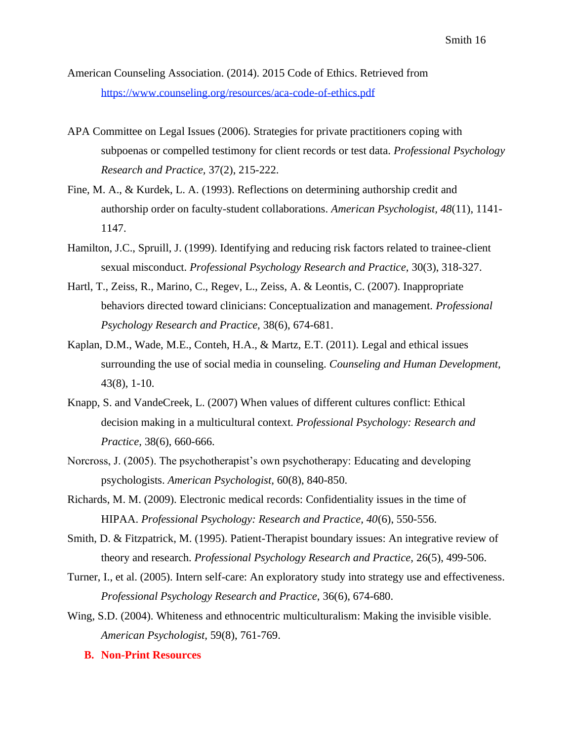American Counseling Association. (2014). 2015 Code of Ethics. Retrieved from https://www.counseling.org/resources/aca-code-of-ethics.pdf

APA Committee on Legal Issues (2006). Strategies for private practitioners coping with subpoenas or compelled testimony for client records or test data. *Professional Psychology Research and Practice,* 37(2), 215-222.

Fine, M. A., & Kurdek, L. A. (1993). Reflections on determining authorship credit and authorship order on faculty-student collaborations. *American Psychologist, 48*(11), 1141-1147.

Hamilton, J.C., Spruill, J. (1999). Identifying and reducing risk factors related to trainee-client sexual misconduct. *Professional Psychology Research and Practice,* 30(3), 318-327.

Hartl, T., Zeiss, R., Marino, C., Regev, L., Zeiss, A. & Leontis, C. (2007). Inappropriate behaviors directed toward clinicians: Conceptualization and management. *Professional Psychology Research and Practice,* 38(6), 674-681.

Kaplan, D.M., Wade, M.E., Conteh, H.A., & Martz, E.T. (2011). Legal and ethical issues surrounding the use of social media in counseling. *Counseling and Human Development,* 43(8), 1-10.

Knapp, S. and VandeCreek, L. (2007) When values of different cultures conflict: Ethical decision making in a multicultural context. *Professional Psychology: Research and Practice,* 38(6), 660-666.

Norcross, J. (2005). The psychotherapist's own psychotherapy: Educating and developing psychologists. *American Psychologist,* 60(8), 840-850.

Richards, M. M. (2009). Electronic medical records: Confidentiality issues in the time of HIPAA. *Professional Psychology: Research and Practice, 40*(6), 550-556.

Smith, D. & Fitzpatrick, M. (1995). Patient-Therapist boundary issues: An integrative review of theory and research. *Professional Psychology Research and Practice,* 26(5), 499-506.

Turner, I., et al. (2005). Intern self-care: An exploratory study into strategy use and effectiveness. *Professional Psychology Research and Practice,* 36(6), 674-680.

Wing, S.D. (2004). Whiteness and ethnocentric multiculturalism: Making the invisible visible. *American Psychologist,* 59(8), 761-769.

**B. Non-Print Resources**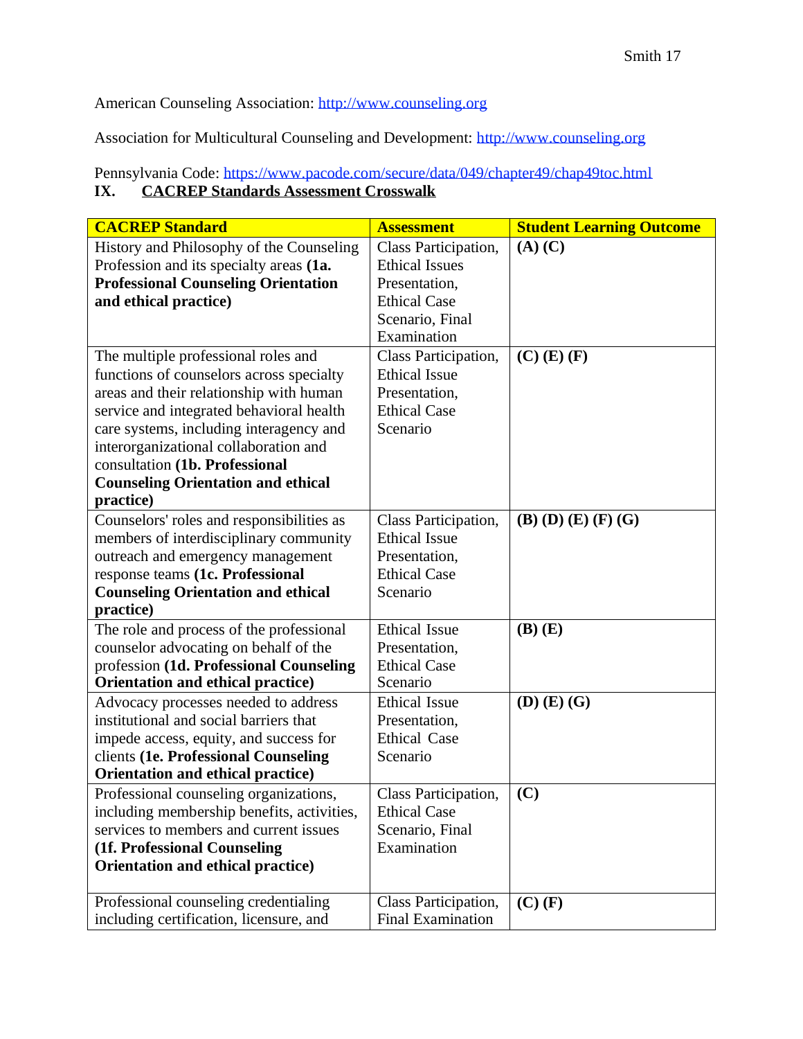American Counseling Association: http://www.counseling.org

Association for Multicultural Counseling and Development: http://www.counseling.org

Pennsylvania Code: https://www.pacode.com/secure/data/049/chapter49/chap49toc.html

## IX. CACREP Standards Assessment Crosswalk

| CACREP Standard | Assessment | Student Learning Outcome |
|---|---|---|
| History and Philosophy of the Counseling Profession and its specialty areas **(1a. Professional Counseling Orientation and ethical practice)** | Class Participation, Ethical Issues Presentation, Ethical Case Scenario, Final Examination | **(A) (C)** |
| The multiple professional roles and functions of counselors across specialty areas and their relationship with human service and integrated behavioral health care systems, including interagency and interorganizational collaboration and consultation **(1b. Professional Counseling Orientation and ethical practice)** | Class Participation, Ethical Issue Presentation, Ethical Case Scenario | **(C) (E) (F)** |
| Counselors' roles and responsibilities as members of interdisciplinary community outreach and emergency management response teams **(1c. Professional Counseling Orientation and ethical practice)** | Class Participation, Ethical Issue Presentation, Ethical Case Scenario | **(B) (D) (E) (F) (G)** |
| The role and process of the professional counselor advocating on behalf of the profession **(1d. Professional Counseling Orientation and ethical practice)** | Ethical Issue Presentation, Ethical Case Scenario | **(B) (E)** |
| Advocacy processes needed to address institutional and social barriers that impede access, equity, and success for clients **(1e. Professional Counseling Orientation and ethical practice)** | Ethical Issue Presentation, Ethical Case Scenario | **(D) (E) (G)** |
| Professional counseling organizations, including membership benefits, activities, services to members and current issues **(1f. Professional Counseling Orientation and ethical practice)** | Class Participation, Ethical Case Scenario, Final Examination | **(C)** |
| Professional counseling credentialing including certification, licensure, and | Class Participation, Final Examination | **(C) (F)** |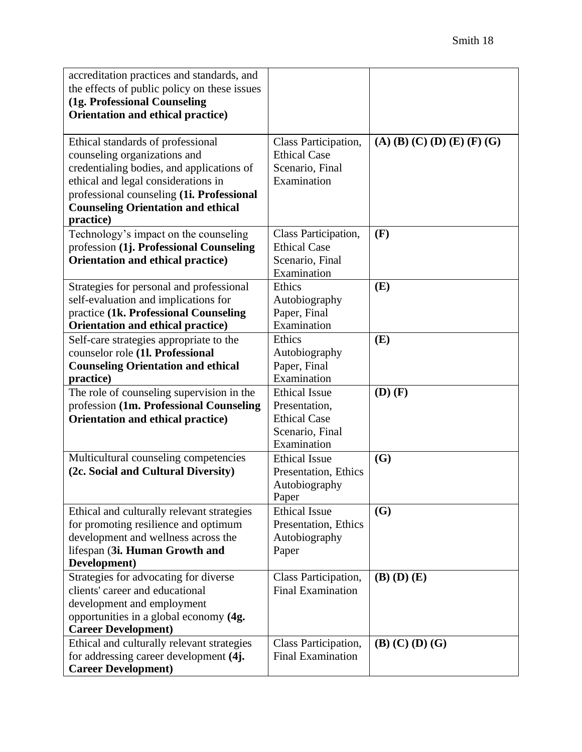| | | |
|---|---|---|
| accreditation practices and standards, and the effects of public policy on these issues **(1g. Professional Counseling Orientation and ethical practice)** | | |
| Ethical standards of professional counseling organizations and credentialing bodies, and applications of ethical and legal considerations in professional counseling **(1i. Professional Counseling Orientation and ethical practice)** | Class Participation, Ethical Case Scenario, Final Examination | **(A) (B) (C) (D) (E) (F) (G)** |
| Technology's impact on the counseling profession **(1j. Professional Counseling Orientation and ethical practice)** | Class Participation, Ethical Case Scenario, Final Examination | **(F)** |
| Strategies for personal and professional self-evaluation and implications for practice **(1k. Professional Counseling Orientation and ethical practice)** | Ethics Autobiography Paper, Final Examination | **(E)** |
| Self-care strategies appropriate to the counselor role **(1l. Professional Counseling Orientation and ethical practice)** | Ethics Autobiography Paper, Final Examination | **(E)** |
| The role of counseling supervision in the profession **(1m. Professional Counseling Orientation and ethical practice)** | Ethical Issue Presentation, Ethical Case Scenario, Final Examination | **(D) (F)** |
| Multicultural counseling competencies **(2c. Social and Cultural Diversity)** | Ethical Issue Presentation, Ethics Autobiography Paper | **(G)** |
| Ethical and culturally relevant strategies for promoting resilience and optimum development and wellness across the lifespan (**3i. Human Growth and Development)** | Ethical Issue Presentation, Ethics Autobiography Paper | **(G)** |
| Strategies for advocating for diverse clients' career and educational development and employment opportunities in a global economy **(4g. Career Development)** | Class Participation, Final Examination | **(B) (D) (E)** |
| Ethical and culturally relevant strategies for addressing career development **(4j. Career Development)** | Class Participation, Final Examination | **(B) (C) (D) (G)** |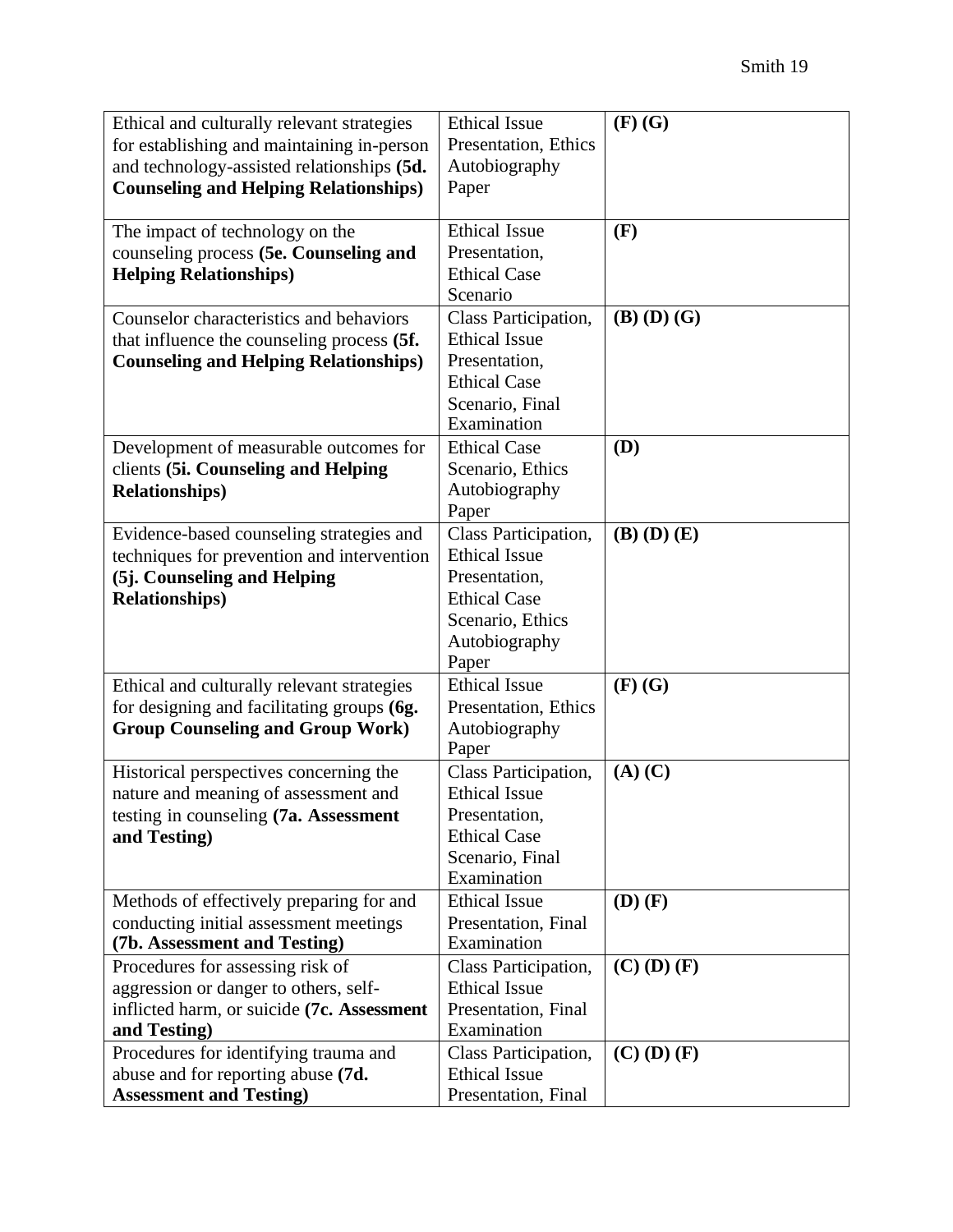| | | |
|---|---|---|
| Ethical and culturally relevant strategies for establishing and maintaining in-person and technology-assisted relationships **(5d. Counseling and Helping Relationships)** | Ethical Issue Presentation, Ethics Autobiography Paper | **(F) (G)** |
| The impact of technology on the counseling process **(5e. Counseling and Helping Relationships)** | Ethical Issue Presentation, Ethical Case Scenario | **(F)** |
| Counselor characteristics and behaviors that influence the counseling process **(5f. Counseling and Helping Relationships)** | Class Participation, Ethical Issue Presentation, Ethical Case Scenario, Final Examination | **(B) (D) (G)** |
| Development of measurable outcomes for clients **(5i. Counseling and Helping Relationships)** | Ethical Case Scenario, Ethics Autobiography Paper | **(D)** |
| Evidence-based counseling strategies and techniques for prevention and intervention **(5j. Counseling and Helping Relationships)** | Class Participation, Ethical Issue Presentation, Ethical Case Scenario, Ethics Autobiography Paper | **(B) (D) (E)** |
| Ethical and culturally relevant strategies for designing and facilitating groups **(6g. Group Counseling and Group Work)** | Ethical Issue Presentation, Ethics Autobiography Paper | **(F) (G)** |
| Historical perspectives concerning the nature and meaning of assessment and testing in counseling **(7a. Assessment and Testing)** | Class Participation, Ethical Issue Presentation, Ethical Case Scenario, Final Examination | **(A) (C)** |
| Methods of effectively preparing for and conducting initial assessment meetings **(7b. Assessment and Testing)** | Ethical Issue Presentation, Final Examination | **(D) (F)** |
| Procedures for assessing risk of aggression or danger to others, self-inflicted harm, or suicide **(7c. Assessment and Testing)** | Class Participation, Ethical Issue Presentation, Final Examination | **(C) (D) (F)** |
| Procedures for identifying trauma and abuse and for reporting abuse **(7d. Assessment and Testing)** | Class Participation, Ethical Issue Presentation, Final | **(C) (D) (F)** |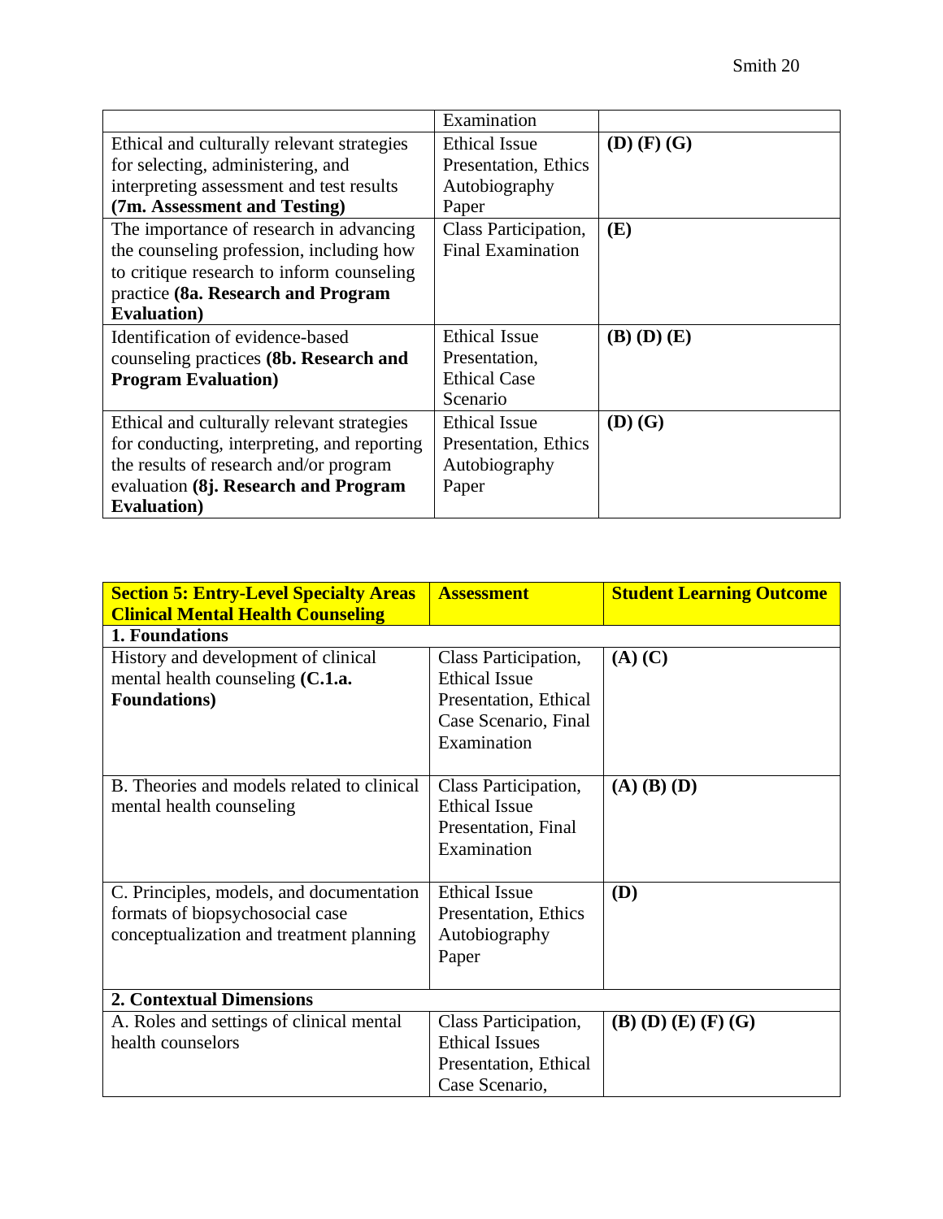| | Examination | |
|---|---|---|
| Ethical and culturally relevant strategies for selecting, administering, and interpreting assessment and test results **(7m. Assessment and Testing)** | Ethical Issue Presentation, Ethics Autobiography Paper | **(D) (F) (G)** |
| The importance of research in advancing the counseling profession, including how to critique research to inform counseling practice **(8a. Research and Program Evaluation)** | Class Participation, Final Examination | **(E)** |
| Identification of evidence-based counseling practices **(8b. Research and Program Evaluation)** | Ethical Issue Presentation, Ethical Case Scenario | **(B) (D) (E)** |
| Ethical and culturally relevant strategies for conducting, interpreting, and reporting the results of research and/or program evaluation **(8j. Research and Program Evaluation)** | Ethical Issue Presentation, Ethics Autobiography Paper | **(D) (G)** |

| **Section 5: Entry-Level Specialty Areas Clinical Mental Health Counseling** | **Assessment** | **Student Learning Outcome** |
|---|---|---|
| **1. Foundations** | | |
| History and development of clinical mental health counseling **(C.1.a. Foundations)** | Class Participation, Ethical Issue Presentation, Ethical Case Scenario, Final Examination | **(A) (C)** |
| B. Theories and models related to clinical mental health counseling | Class Participation, Ethical Issue Presentation, Final Examination | **(A) (B) (D)** |
| C. Principles, models, and documentation formats of biopsychosocial case conceptualization and treatment planning | Ethical Issue Presentation, Ethics Autobiography Paper | **(D)** |
| **2. Contextual Dimensions** | | |
| A. Roles and settings of clinical mental health counselors | Class Participation, Ethical Issues Presentation, Ethical Case Scenario, | **(B) (D) (E) (F) (G)** |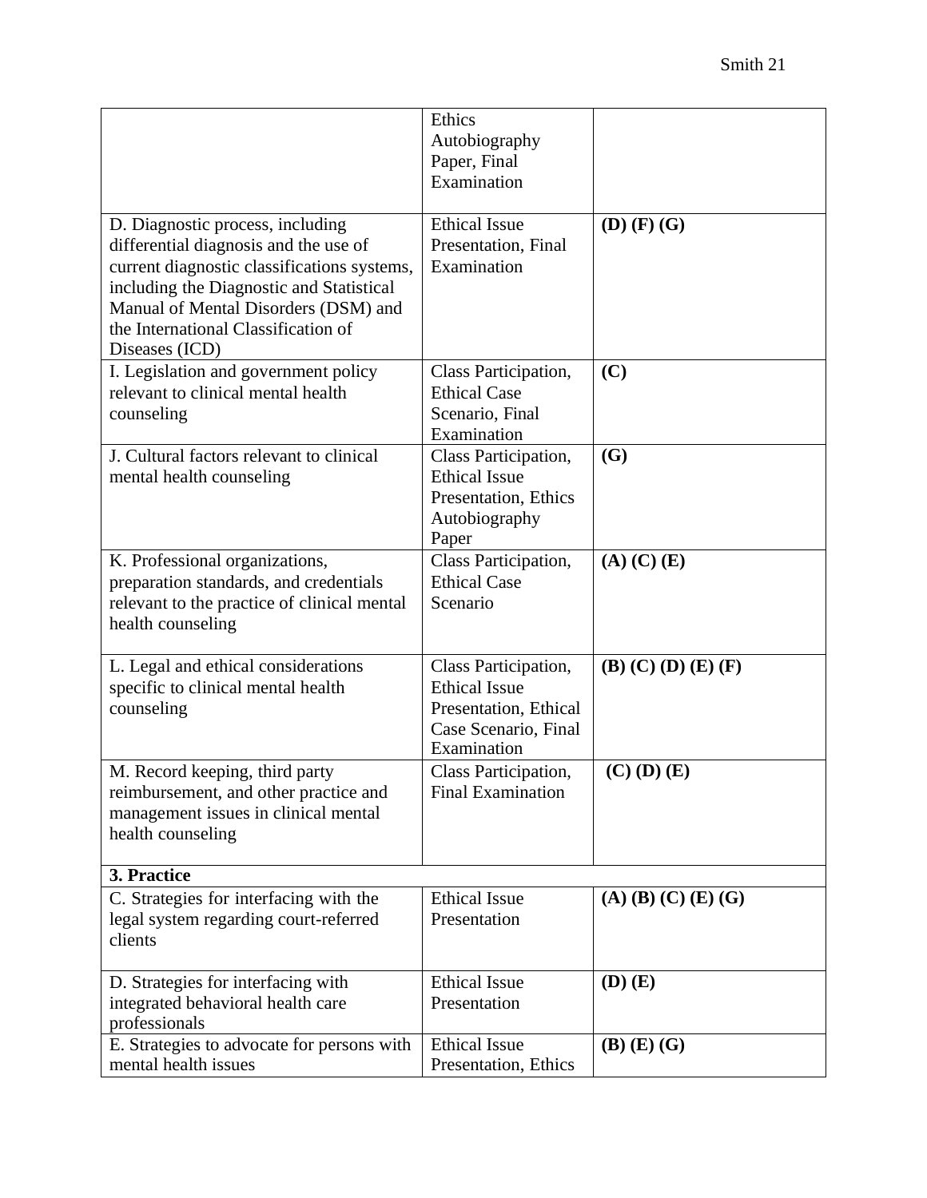| | | |
|---|---|---|
| | Ethics Autobiography Paper, Final Examination | |
| D. Diagnostic process, including differential diagnosis and the use of current diagnostic classifications systems, including the Diagnostic and Statistical Manual of Mental Disorders (DSM) and the International Classification of Diseases (ICD) | Ethical Issue Presentation, Final Examination | **(D) (F) (G)** |
| I. Legislation and government policy relevant to clinical mental health counseling | Class Participation, Ethical Case Scenario, Final Examination | **(C)** |
| J. Cultural factors relevant to clinical mental health counseling | Class Participation, Ethical Issue Presentation, Ethics Autobiography Paper | **(G)** |
| K. Professional organizations, preparation standards, and credentials relevant to the practice of clinical mental health counseling | Class Participation, Ethical Case Scenario | **(A) (C) (E)** |
| L. Legal and ethical considerations specific to clinical mental health counseling | Class Participation, Ethical Issue Presentation, Ethical Case Scenario, Final Examination | **(B) (C) (D) (E) (F)** |
| M. Record keeping, third party reimbursement, and other practice and management issues in clinical mental health counseling | Class Participation, Final Examination | **(C) (D) (E)** |
| **3. Practice** | | |
| C. Strategies for interfacing with the legal system regarding court-referred clients | Ethical Issue Presentation | **(A) (B) (C) (E) (G)** |
| D. Strategies for interfacing with integrated behavioral health care professionals | Ethical Issue Presentation | **(D) (E)** |
| E. Strategies to advocate for persons with mental health issues | Ethical Issue Presentation, Ethics | **(B) (E) (G)** |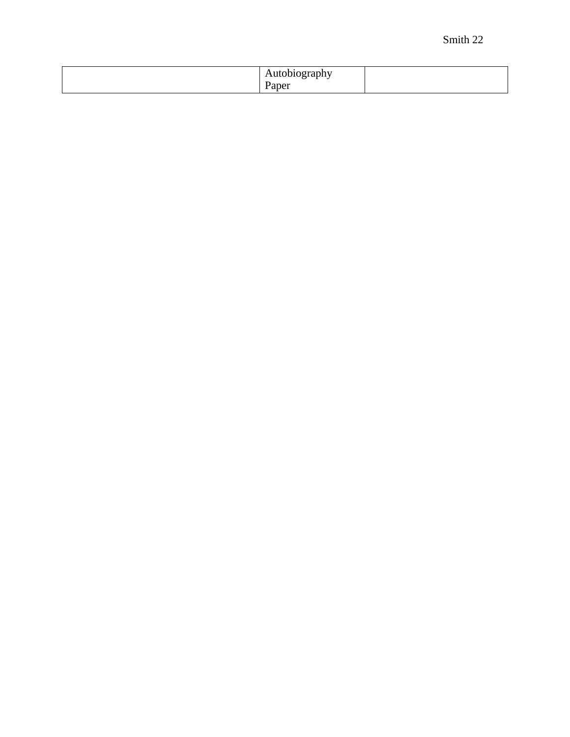| | | |
|---|---|---|
| | Autobiography Paper | |